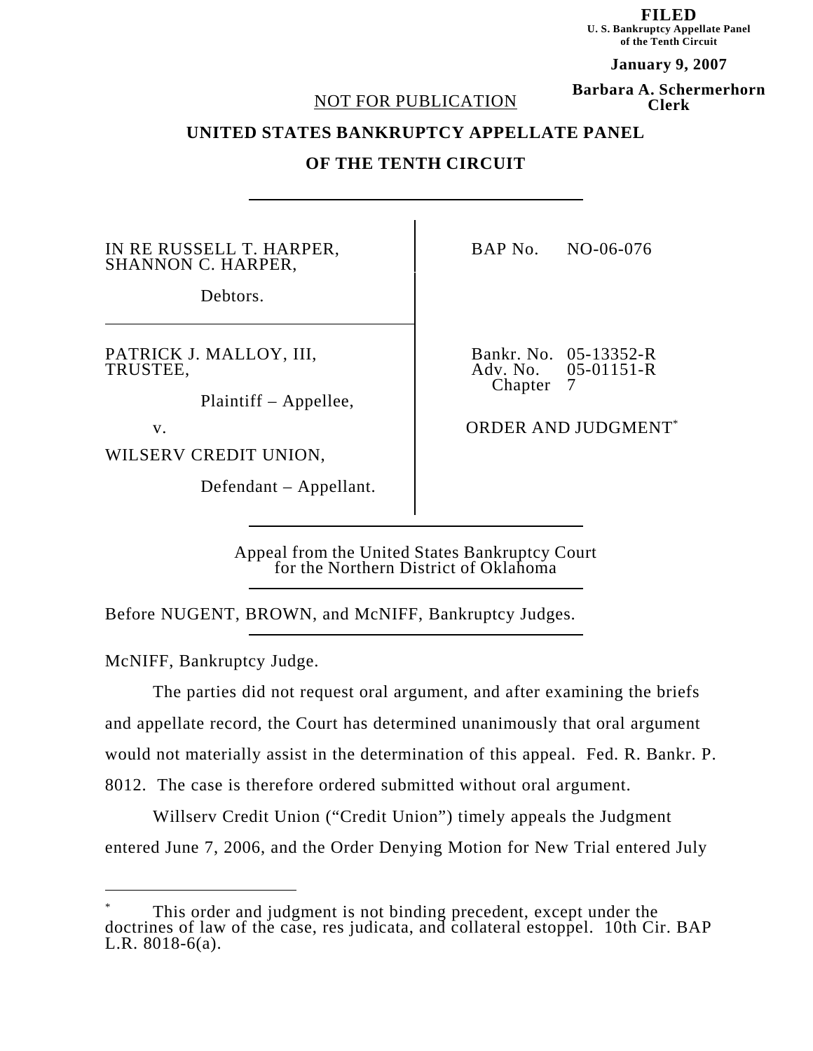**FILED**
**U. S. Bankruptcy Appellate Panel of the Tenth Circuit**

**January 9, 2007**

**Barbara A. Schermerhorn Clerk**

NOT FOR PUBLICATION

# UNITED STATES BANKRUPTCY APPELLATE PANEL

# OF THE TENTH CIRCUIT

| | |
|---|---|
| IN RE RUSSELL T. HARPER, SHANNON C. HARPER,<br><br>Debtors. | BAP No. NO-06-076 |
| PATRICK J. MALLOY, III, TRUSTEE,<br><br>Plaintiff – Appellee,<br><br>v.<br><br>WILSERV CREDIT UNION,<br><br>Defendant – Appellant. | Bankr. No. 05-13352-R<br>Adv. No. 05-01151-R<br>Chapter 7<br><br>ORDER AND JUDGMENT[*] |

Appeal from the United States Bankruptcy Court for the Northern District of Oklahoma

Before NUGENT, BROWN, and McNIFF, Bankruptcy Judges.

McNIFF, Bankruptcy Judge.

The parties did not request oral argument, and after examining the briefs and appellate record, the Court has determined unanimously that oral argument would not materially assist in the determination of this appeal. Fed. R. Bankr. P. 8012. The case is therefore ordered submitted without oral argument.

Willserv Credit Union ("Credit Union") timely appeals the Judgment entered June 7, 2006, and the Order Denying Motion for New Trial entered July

---

[*] This order and judgment is not binding precedent, except under the doctrines of law of the case, res judicata, and collateral estoppel. 10th Cir. BAP L.R. 8018-6(a).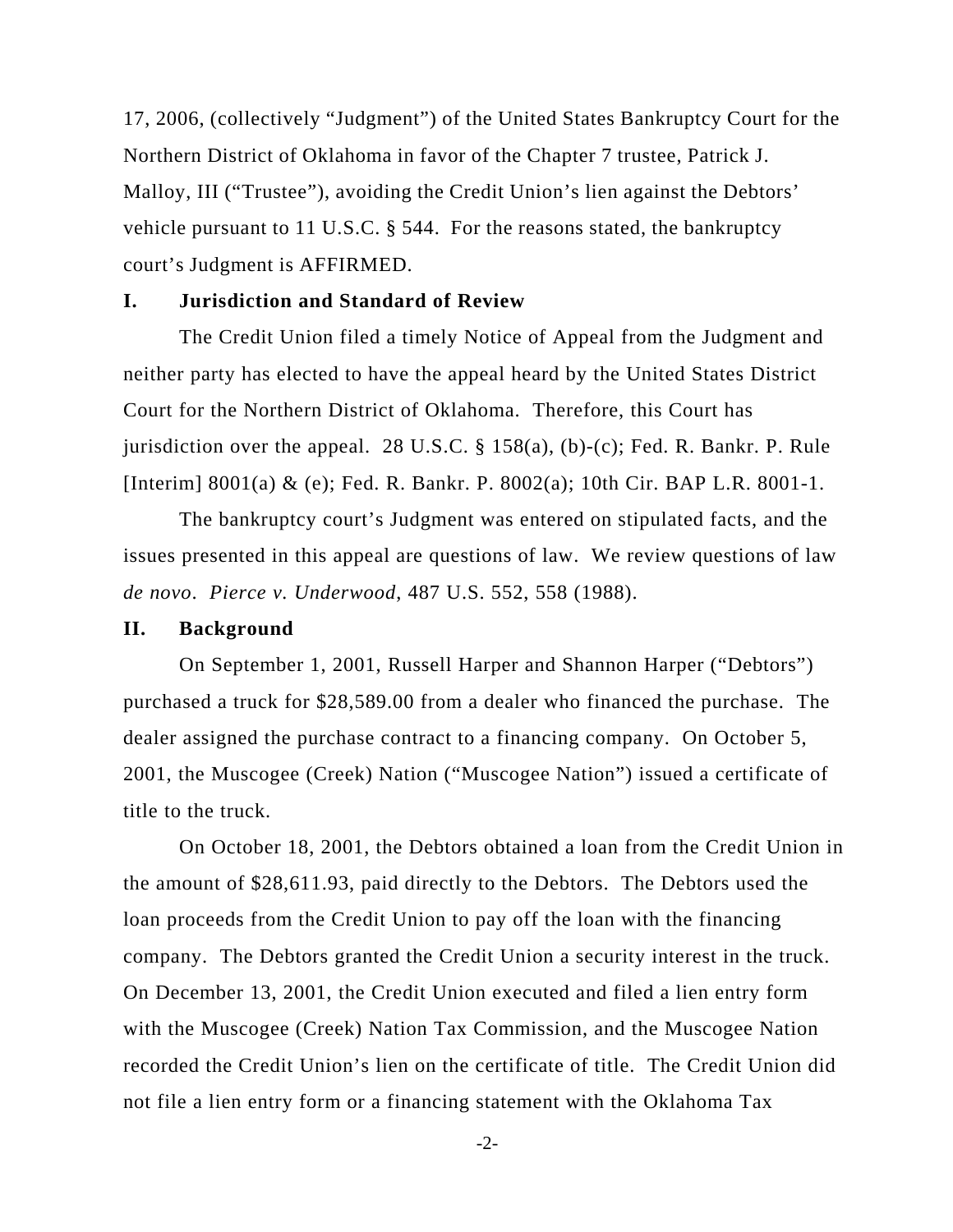17, 2006, (collectively "Judgment") of the United States Bankruptcy Court for the Northern District of Oklahoma in favor of the Chapter 7 trustee, Patrick J. Malloy, III ("Trustee"), avoiding the Credit Union's lien against the Debtors' vehicle pursuant to 11 U.S.C. § 544. For the reasons stated, the bankruptcy court's Judgment is AFFIRMED.

## I. Jurisdiction and Standard of Review

The Credit Union filed a timely Notice of Appeal from the Judgment and neither party has elected to have the appeal heard by the United States District Court for the Northern District of Oklahoma. Therefore, this Court has jurisdiction over the appeal. 28 U.S.C. § 158(a), (b)-(c); Fed. R. Bankr. P. Rule [Interim] 8001(a) & (e); Fed. R. Bankr. P. 8002(a); 10th Cir. BAP L.R. 8001-1.

The bankruptcy court's Judgment was entered on stipulated facts, and the issues presented in this appeal are questions of law. We review questions of law *de novo*. *Pierce v. Underwood*, 487 U.S. 552, 558 (1988).

## II. Background

On September 1, 2001, Russell Harper and Shannon Harper ("Debtors") purchased a truck for $28,589.00 from a dealer who financed the purchase. The dealer assigned the purchase contract to a financing company. On October 5, 2001, the Muscogee (Creek) Nation ("Muscogee Nation") issued a certificate of title to the truck.

On October 18, 2001, the Debtors obtained a loan from the Credit Union in the amount of $28,611.93, paid directly to the Debtors. The Debtors used the loan proceeds from the Credit Union to pay off the loan with the financing company. The Debtors granted the Credit Union a security interest in the truck. On December 13, 2001, the Credit Union executed and filed a lien entry form with the Muscogee (Creek) Nation Tax Commission, and the Muscogee Nation recorded the Credit Union's lien on the certificate of title. The Credit Union did not file a lien entry form or a financing statement with the Oklahoma Tax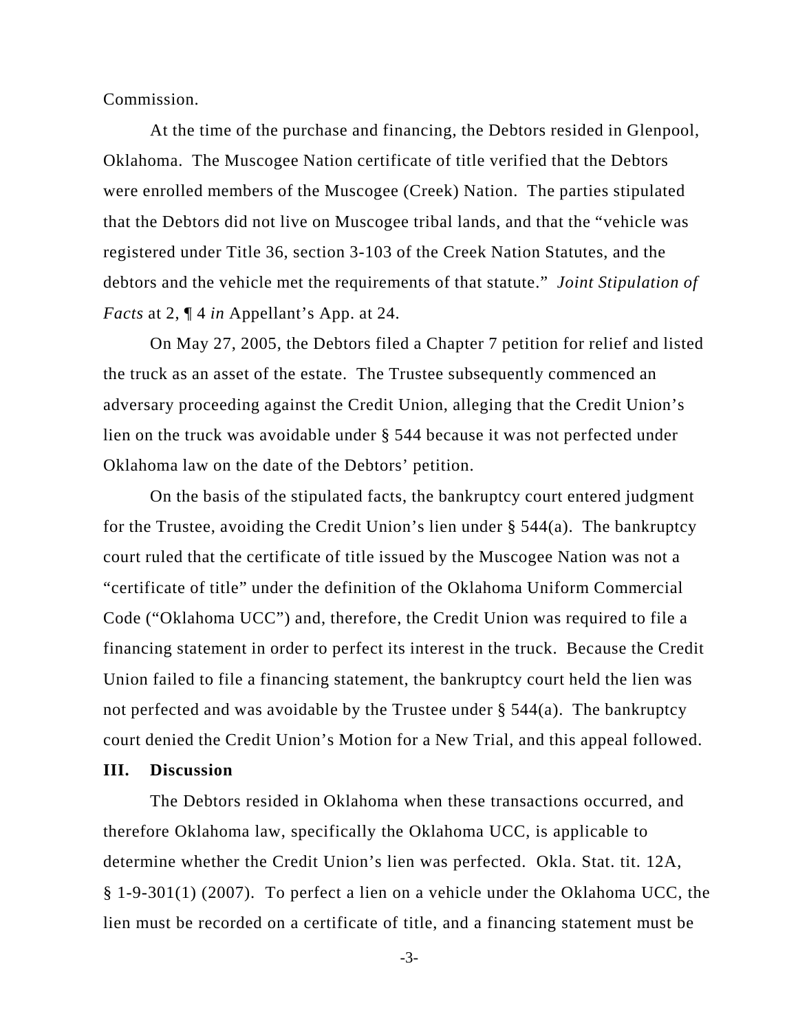Commission.

At the time of the purchase and financing, the Debtors resided in Glenpool, Oklahoma. The Muscogee Nation certificate of title verified that the Debtors were enrolled members of the Muscogee (Creek) Nation. The parties stipulated that the Debtors did not live on Muscogee tribal lands, and that the "vehicle was registered under Title 36, section 3-103 of the Creek Nation Statutes, and the debtors and the vehicle met the requirements of that statute." *Joint Stipulation of Facts* at 2, ¶ 4 *in* Appellant's App. at 24.

On May 27, 2005, the Debtors filed a Chapter 7 petition for relief and listed the truck as an asset of the estate. The Trustee subsequently commenced an adversary proceeding against the Credit Union, alleging that the Credit Union's lien on the truck was avoidable under § 544 because it was not perfected under Oklahoma law on the date of the Debtors' petition.

On the basis of the stipulated facts, the bankruptcy court entered judgment for the Trustee, avoiding the Credit Union's lien under § 544(a). The bankruptcy court ruled that the certificate of title issued by the Muscogee Nation was not a "certificate of title" under the definition of the Oklahoma Uniform Commercial Code ("Oklahoma UCC") and, therefore, the Credit Union was required to file a financing statement in order to perfect its interest in the truck. Because the Credit Union failed to file a financing statement, the bankruptcy court held the lien was not perfected and was avoidable by the Trustee under § 544(a). The bankruptcy court denied the Credit Union's Motion for a New Trial, and this appeal followed.

## III. Discussion

The Debtors resided in Oklahoma when these transactions occurred, and therefore Oklahoma law, specifically the Oklahoma UCC, is applicable to determine whether the Credit Union's lien was perfected. Okla. Stat. tit. 12A, § 1-9-301(1) (2007). To perfect a lien on a vehicle under the Oklahoma UCC, the lien must be recorded on a certificate of title, and a financing statement must be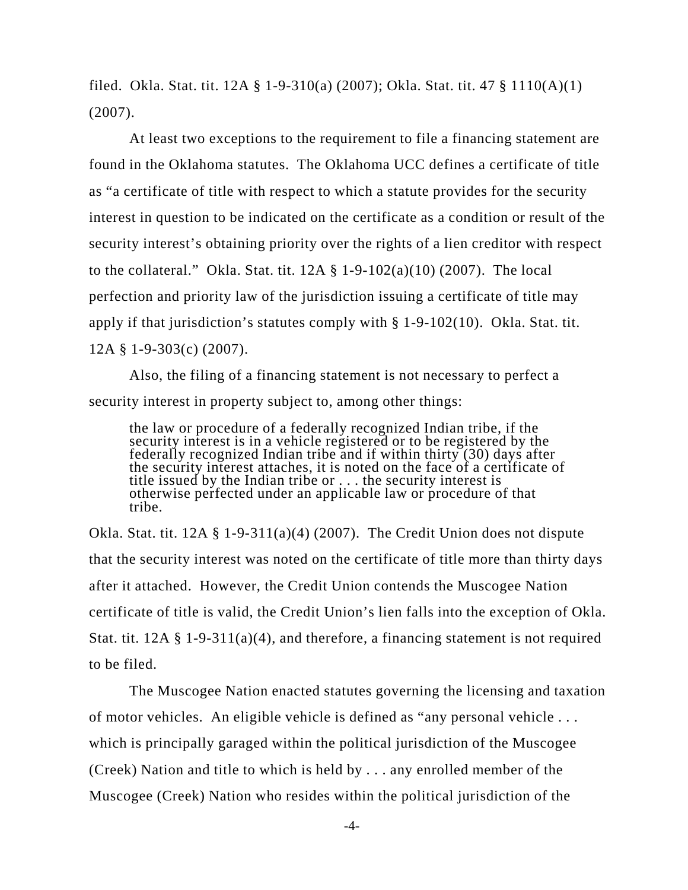filed. Okla. Stat. tit. 12A § 1-9-310(a) (2007); Okla. Stat. tit. 47 § 1110(A)(1) (2007).

At least two exceptions to the requirement to file a financing statement are found in the Oklahoma statutes. The Oklahoma UCC defines a certificate of title as "a certificate of title with respect to which a statute provides for the security interest in question to be indicated on the certificate as a condition or result of the security interest's obtaining priority over the rights of a lien creditor with respect to the collateral." Okla. Stat. tit. 12A § 1-9-102(a)(10) (2007). The local perfection and priority law of the jurisdiction issuing a certificate of title may apply if that jurisdiction's statutes comply with § 1-9-102(10). Okla. Stat. tit. 12A § 1-9-303(c) (2007).

Also, the filing of a financing statement is not necessary to perfect a security interest in property subject to, among other things:

> the law or procedure of a federally recognized Indian tribe, if the security interest is in a vehicle registered or to be registered by the federally recognized Indian tribe and if within thirty (30) days after the security interest attaches, it is noted on the face of a certificate of title issued by the Indian tribe or . . . the security interest is otherwise perfected under an applicable law or procedure of that tribe.

Okla. Stat. tit. 12A § 1-9-311(a)(4) (2007). The Credit Union does not dispute that the security interest was noted on the certificate of title more than thirty days after it attached. However, the Credit Union contends the Muscogee Nation certificate of title is valid, the Credit Union's lien falls into the exception of Okla. Stat. tit. 12A § 1-9-311(a)(4), and therefore, a financing statement is not required to be filed.

The Muscogee Nation enacted statutes governing the licensing and taxation of motor vehicles. An eligible vehicle is defined as "any personal vehicle . . . which is principally garaged within the political jurisdiction of the Muscogee (Creek) Nation and title to which is held by . . . any enrolled member of the Muscogee (Creek) Nation who resides within the political jurisdiction of the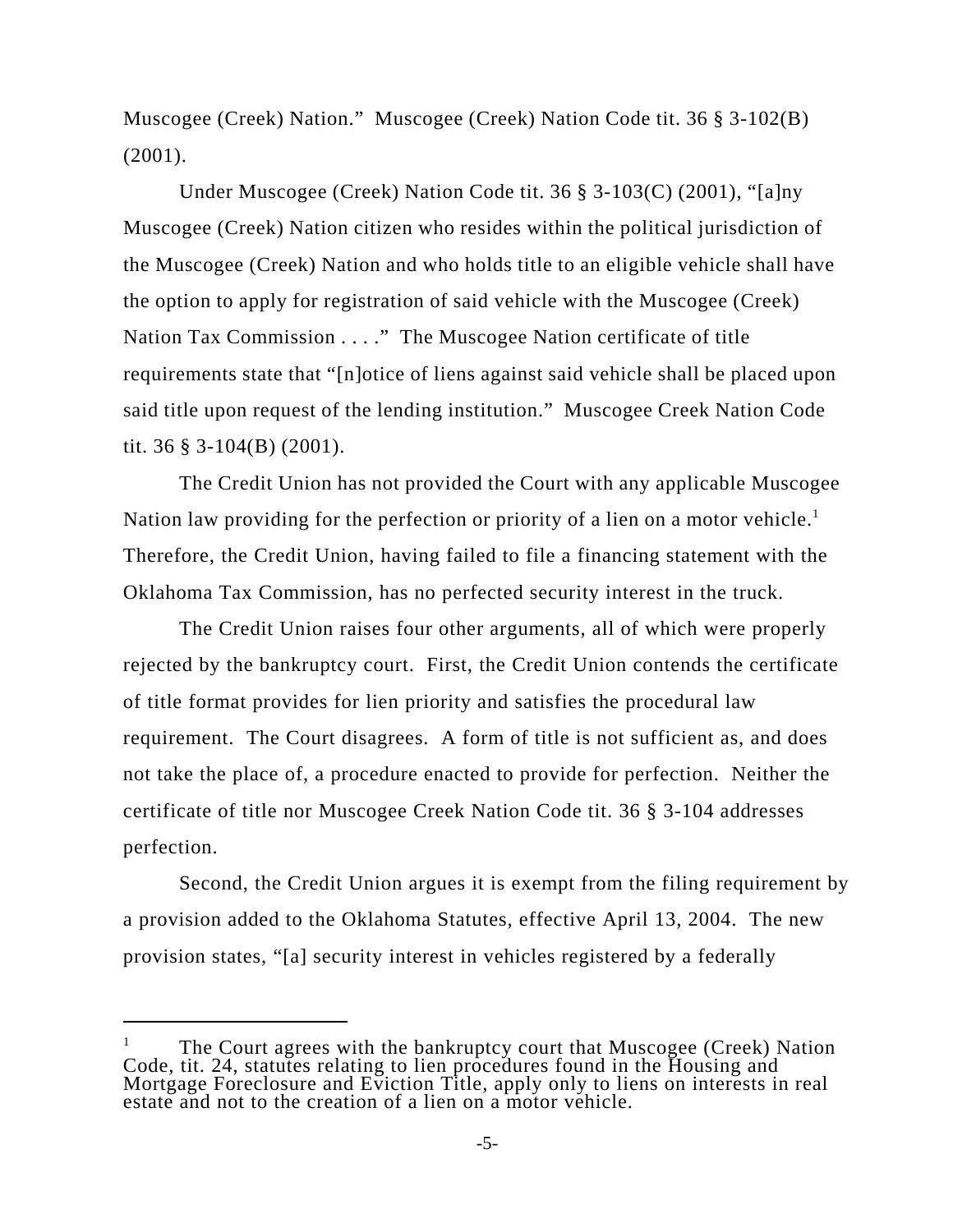Muscogee (Creek) Nation." Muscogee (Creek) Nation Code tit. 36 § 3-102(B) (2001).

Under Muscogee (Creek) Nation Code tit. 36 § 3-103(C) (2001), "[a]ny Muscogee (Creek) Nation citizen who resides within the political jurisdiction of the Muscogee (Creek) Nation and who holds title to an eligible vehicle shall have the option to apply for registration of said vehicle with the Muscogee (Creek) Nation Tax Commission . . . ." The Muscogee Nation certificate of title requirements state that "[n]otice of liens against said vehicle shall be placed upon said title upon request of the lending institution." Muscogee Creek Nation Code tit. 36 § 3-104(B) (2001).

The Credit Union has not provided the Court with any applicable Muscogee Nation law providing for the perfection or priority of a lien on a motor vehicle.[1] Therefore, the Credit Union, having failed to file a financing statement with the Oklahoma Tax Commission, has no perfected security interest in the truck.

The Credit Union raises four other arguments, all of which were properly rejected by the bankruptcy court. First, the Credit Union contends the certificate of title format provides for lien priority and satisfies the procedural law requirement. The Court disagrees. A form of title is not sufficient as, and does not take the place of, a procedure enacted to provide for perfection. Neither the certificate of title nor Muscogee Creek Nation Code tit. 36 § 3-104 addresses perfection.

Second, the Credit Union argues it is exempt from the filing requirement by a provision added to the Oklahoma Statutes, effective April 13, 2004. The new provision states, "[a] security interest in vehicles registered by a federally

---

[1] The Court agrees with the bankruptcy court that Muscogee (Creek) Nation Code, tit. 24, statutes relating to lien procedures found in the Housing and Mortgage Foreclosure and Eviction Title, apply only to liens on interests in real estate and not to the creation of a lien on a motor vehicle.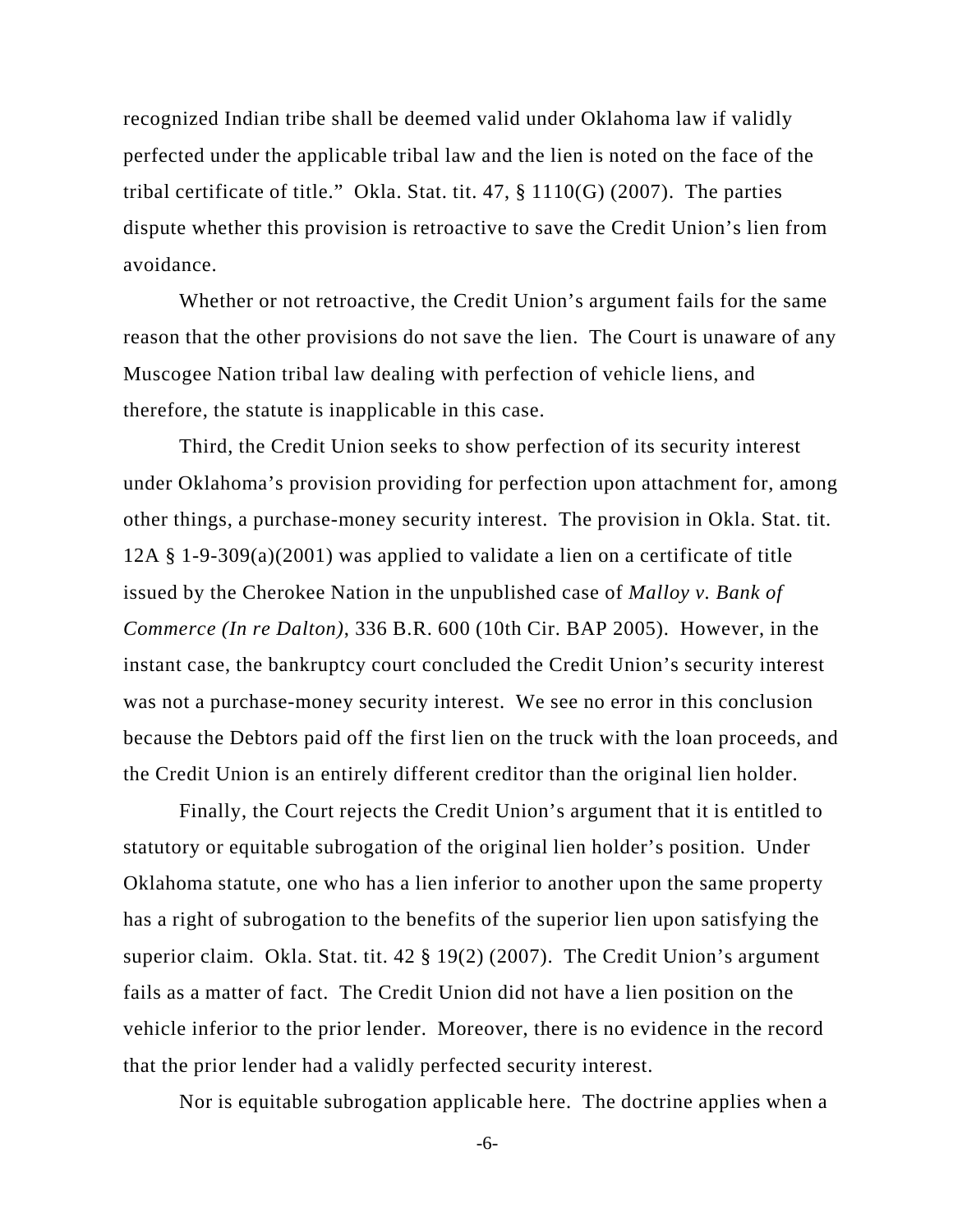recognized Indian tribe shall be deemed valid under Oklahoma law if validly perfected under the applicable tribal law and the lien is noted on the face of the tribal certificate of title." Okla. Stat. tit. 47, § 1110(G) (2007). The parties dispute whether this provision is retroactive to save the Credit Union's lien from avoidance.

Whether or not retroactive, the Credit Union's argument fails for the same reason that the other provisions do not save the lien. The Court is unaware of any Muscogee Nation tribal law dealing with perfection of vehicle liens, and therefore, the statute is inapplicable in this case.

Third, the Credit Union seeks to show perfection of its security interest under Oklahoma's provision providing for perfection upon attachment for, among other things, a purchase-money security interest. The provision in Okla. Stat. tit. 12A § 1-9-309(a)(2001) was applied to validate a lien on a certificate of title issued by the Cherokee Nation in the unpublished case of *Malloy v. Bank of Commerce (In re Dalton)*, 336 B.R. 600 (10th Cir. BAP 2005). However, in the instant case, the bankruptcy court concluded the Credit Union's security interest was not a purchase-money security interest. We see no error in this conclusion because the Debtors paid off the first lien on the truck with the loan proceeds, and the Credit Union is an entirely different creditor than the original lien holder.

Finally, the Court rejects the Credit Union's argument that it is entitled to statutory or equitable subrogation of the original lien holder's position. Under Oklahoma statute, one who has a lien inferior to another upon the same property has a right of subrogation to the benefits of the superior lien upon satisfying the superior claim. Okla. Stat. tit. 42 § 19(2) (2007). The Credit Union's argument fails as a matter of fact. The Credit Union did not have a lien position on the vehicle inferior to the prior lender. Moreover, there is no evidence in the record that the prior lender had a validly perfected security interest.

Nor is equitable subrogation applicable here. The doctrine applies when a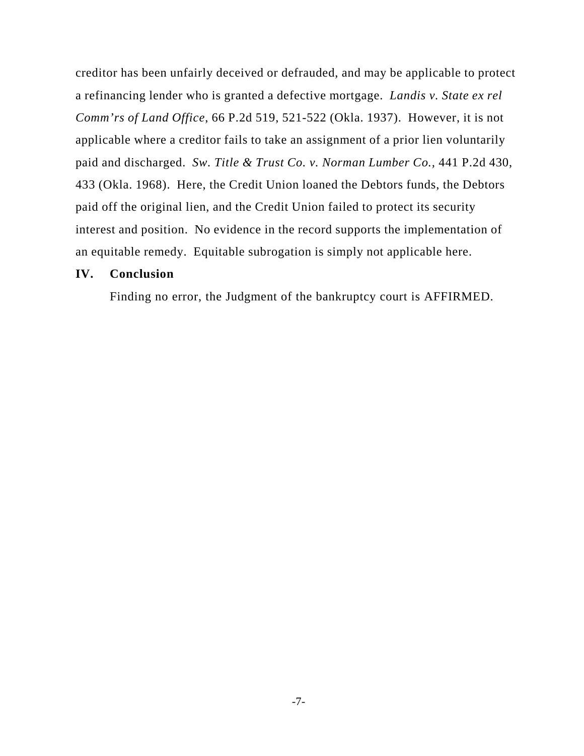creditor has been unfairly deceived or defrauded, and may be applicable to protect a refinancing lender who is granted a defective mortgage. *Landis v. State ex rel Comm'rs of Land Office*, 66 P.2d 519, 521-522 (Okla. 1937). However, it is not applicable where a creditor fails to take an assignment of a prior lien voluntarily paid and discharged. *Sw. Title & Trust Co. v. Norman Lumber Co.*, 441 P.2d 430, 433 (Okla. 1968). Here, the Credit Union loaned the Debtors funds, the Debtors paid off the original lien, and the Credit Union failed to protect its security interest and position. No evidence in the record supports the implementation of an equitable remedy. Equitable subrogation is simply not applicable here.

## IV. Conclusion

Finding no error, the Judgment of the bankruptcy court is AFFIRMED.